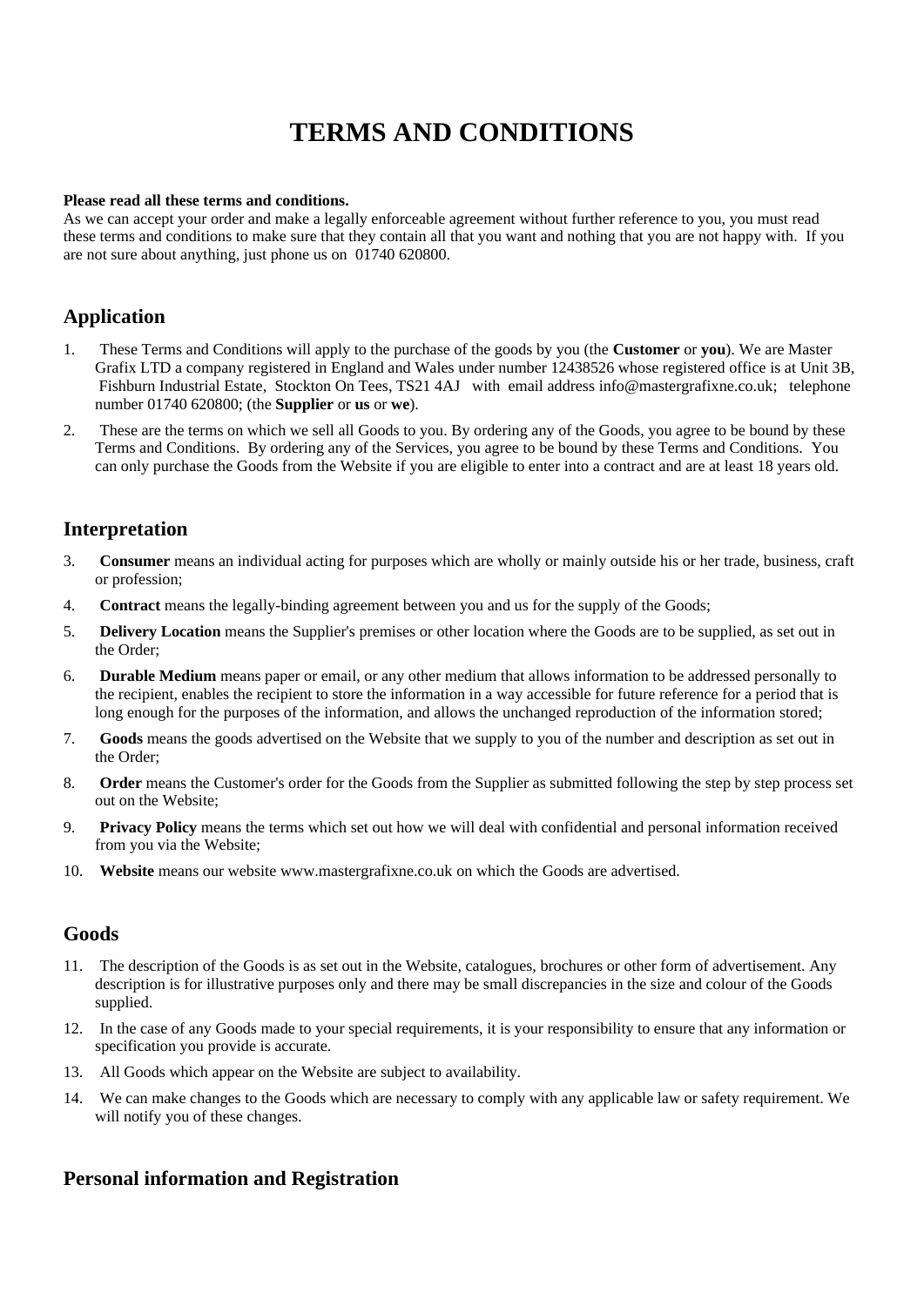# TERMS AND CONDITIONS

**Please read all these terms and conditions.**
As we can accept your order and make a legally enforceable agreement without further reference to you, you must read these terms and conditions to make sure that they contain all that you want and nothing that you are not happy with. If you are not sure about anything, just phone us on 01740 620800.

## Application

1. These Terms and Conditions will apply to the purchase of the goods by you (the **Customer** or **you**). We are Master Grafix LTD a company registered in England and Wales under number 12438526 whose registered office is at Unit 3B, Fishburn Industrial Estate, Stockton On Tees, TS21 4AJ with email address info@mastergrafixne.co.uk; telephone number 01740 620800; (the **Supplier** or **us** or **we**).
2. These are the terms on which we sell all Goods to you. By ordering any of the Goods, you agree to be bound by these Terms and Conditions. By ordering any of the Services, you agree to be bound by these Terms and Conditions. You can only purchase the Goods from the Website if you are eligible to enter into a contract and are at least 18 years old.

## Interpretation

3. **Consumer** means an individual acting for purposes which are wholly or mainly outside his or her trade, business, craft or profession;
4. **Contract** means the legally-binding agreement between you and us for the supply of the Goods;
5. **Delivery Location** means the Supplier's premises or other location where the Goods are to be supplied, as set out in the Order;
6. **Durable Medium** means paper or email, or any other medium that allows information to be addressed personally to the recipient, enables the recipient to store the information in a way accessible for future reference for a period that is long enough for the purposes of the information, and allows the unchanged reproduction of the information stored;
7. **Goods** means the goods advertised on the Website that we supply to you of the number and description as set out in the Order;
8. **Order** means the Customer's order for the Goods from the Supplier as submitted following the step by step process set out on the Website;
9. **Privacy Policy** means the terms which set out how we will deal with confidential and personal information received from you via the Website;
10. **Website** means our website www.mastergrafixne.co.uk on which the Goods are advertised.

## Goods

11. The description of the Goods is as set out in the Website, catalogues, brochures or other form of advertisement. Any description is for illustrative purposes only and there may be small discrepancies in the size and colour of the Goods supplied.
12. In the case of any Goods made to your special requirements, it is your responsibility to ensure that any information or specification you provide is accurate.
13. All Goods which appear on the Website are subject to availability.
14. We can make changes to the Goods which are necessary to comply with any applicable law or safety requirement. We will notify you of these changes.

## Personal information and Registration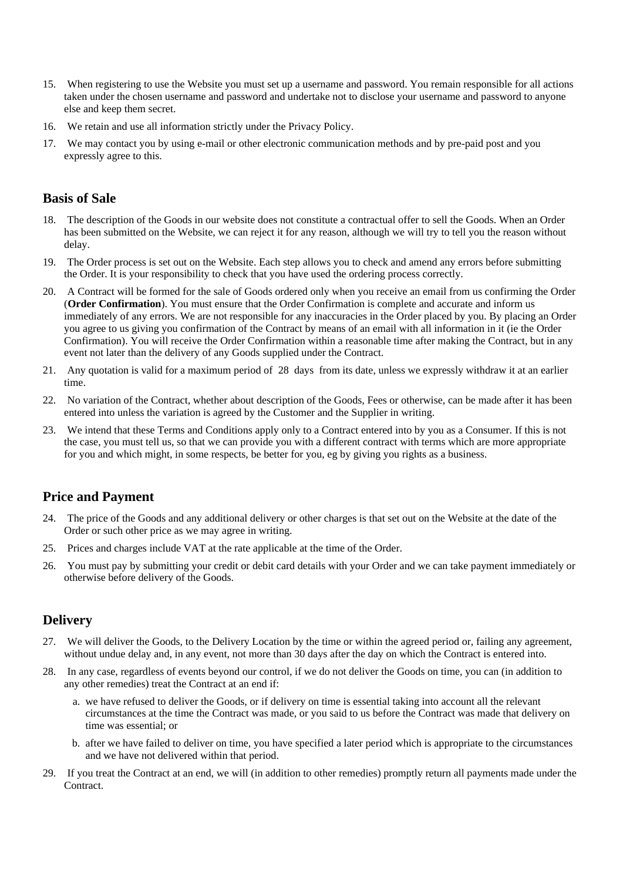15. When registering to use the Website you must set up a username and password. You remain responsible for all actions taken under the chosen username and password and undertake not to disclose your username and password to anyone else and keep them secret.
16. We retain and use all information strictly under the Privacy Policy.
17. We may contact you by using e-mail or other electronic communication methods and by pre-paid post and you expressly agree to this.

## Basis of Sale

18. The description of the Goods in our website does not constitute a contractual offer to sell the Goods. When an Order has been submitted on the Website, we can reject it for any reason, although we will try to tell you the reason without delay.
19. The Order process is set out on the Website. Each step allows you to check and amend any errors before submitting the Order. It is your responsibility to check that you have used the ordering process correctly.
20. A Contract will be formed for the sale of Goods ordered only when you receive an email from us confirming the Order (**Order Confirmation**). You must ensure that the Order Confirmation is complete and accurate and inform us immediately of any errors. We are not responsible for any inaccuracies in the Order placed by you. By placing an Order you agree to us giving you confirmation of the Contract by means of an email with all information in it (ie the Order Confirmation). You will receive the Order Confirmation within a reasonable time after making the Contract, but in any event not later than the delivery of any Goods supplied under the Contract.
21. Any quotation is valid for a maximum period of 28 days from its date, unless we expressly withdraw it at an earlier time.
22. No variation of the Contract, whether about description of the Goods, Fees or otherwise, can be made after it has been entered into unless the variation is agreed by the Customer and the Supplier in writing.
23. We intend that these Terms and Conditions apply only to a Contract entered into by you as a Consumer. If this is not the case, you must tell us, so that we can provide you with a different contract with terms which are more appropriate for you and which might, in some respects, be better for you, eg by giving you rights as a business.

## Price and Payment

24. The price of the Goods and any additional delivery or other charges is that set out on the Website at the date of the Order or such other price as we may agree in writing.
25. Prices and charges include VAT at the rate applicable at the time of the Order.
26. You must pay by submitting your credit or debit card details with your Order and we can take payment immediately or otherwise before delivery of the Goods.

## Delivery

27. We will deliver the Goods, to the Delivery Location by the time or within the agreed period or, failing any agreement, without undue delay and, in any event, not more than 30 days after the day on which the Contract is entered into.
28. In any case, regardless of events beyond our control, if we do not deliver the Goods on time, you can (in addition to any other remedies) treat the Contract at an end if:
    a. we have refused to deliver the Goods, or if delivery on time is essential taking into account all the relevant circumstances at the time the Contract was made, or you said to us before the Contract was made that delivery on time was essential; or
    b. after we have failed to deliver on time, you have specified a later period which is appropriate to the circumstances and we have not delivered within that period.
29. If you treat the Contract at an end, we will (in addition to other remedies) promptly return all payments made under the Contract.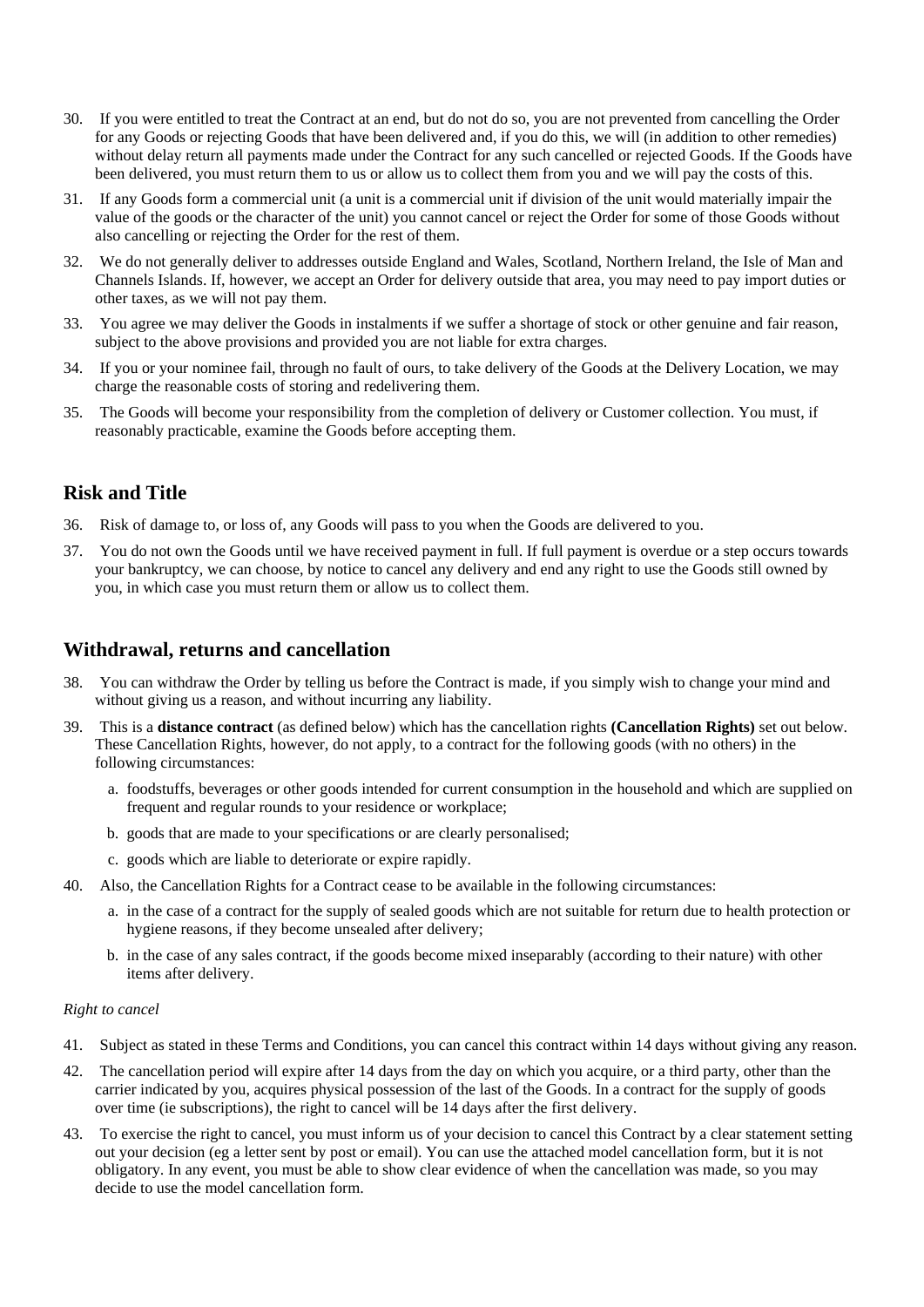30. If you were entitled to treat the Contract at an end, but do not do so, you are not prevented from cancelling the Order for any Goods or rejecting Goods that have been delivered and, if you do this, we will (in addition to other remedies) without delay return all payments made under the Contract for any such cancelled or rejected Goods. If the Goods have been delivered, you must return them to us or allow us to collect them from you and we will pay the costs of this.
31. If any Goods form a commercial unit (a unit is a commercial unit if division of the unit would materially impair the value of the goods or the character of the unit) you cannot cancel or reject the Order for some of those Goods without also cancelling or rejecting the Order for the rest of them.
32. We do not generally deliver to addresses outside England and Wales, Scotland, Northern Ireland, the Isle of Man and Channels Islands. If, however, we accept an Order for delivery outside that area, you may need to pay import duties or other taxes, as we will not pay them.
33. You agree we may deliver the Goods in instalments if we suffer a shortage of stock or other genuine and fair reason, subject to the above provisions and provided you are not liable for extra charges.
34. If you or your nominee fail, through no fault of ours, to take delivery of the Goods at the Delivery Location, we may charge the reasonable costs of storing and redelivering them.
35. The Goods will become your responsibility from the completion of delivery or Customer collection. You must, if reasonably practicable, examine the Goods before accepting them.

## Risk and Title

36. Risk of damage to, or loss of, any Goods will pass to you when the Goods are delivered to you.
37. You do not own the Goods until we have received payment in full. If full payment is overdue or a step occurs towards your bankruptcy, we can choose, by notice to cancel any delivery and end any right to use the Goods still owned by you, in which case you must return them or allow us to collect them.

## Withdrawal, returns and cancellation

38. You can withdraw the Order by telling us before the Contract is made, if you simply wish to change your mind and without giving us a reason, and without incurring any liability.
39. This is a **distance contract** (as defined below) which has the cancellation rights **(Cancellation Rights)** set out below. These Cancellation Rights, however, do not apply, to a contract for the following goods (with no others) in the following circumstances:
    a. foodstuffs, beverages or other goods intended for current consumption in the household and which are supplied on frequent and regular rounds to your residence or workplace;
    b. goods that are made to your specifications or are clearly personalised;
    c. goods which are liable to deteriorate or expire rapidly.
40. Also, the Cancellation Rights for a Contract cease to be available in the following circumstances:
    a. in the case of a contract for the supply of sealed goods which are not suitable for return due to health protection or hygiene reasons, if they become unsealed after delivery;
    b. in the case of any sales contract, if the goods become mixed inseparably (according to their nature) with other items after delivery.

*Right to cancel*

41. Subject as stated in these Terms and Conditions, you can cancel this contract within 14 days without giving any reason.
42. The cancellation period will expire after 14 days from the day on which you acquire, or a third party, other than the carrier indicated by you, acquires physical possession of the last of the Goods. In a contract for the supply of goods over time (ie subscriptions), the right to cancel will be 14 days after the first delivery.
43. To exercise the right to cancel, you must inform us of your decision to cancel this Contract by a clear statement setting out your decision (eg a letter sent by post or email). You can use the attached model cancellation form, but it is not obligatory. In any event, you must be able to show clear evidence of when the cancellation was made, so you may decide to use the model cancellation form.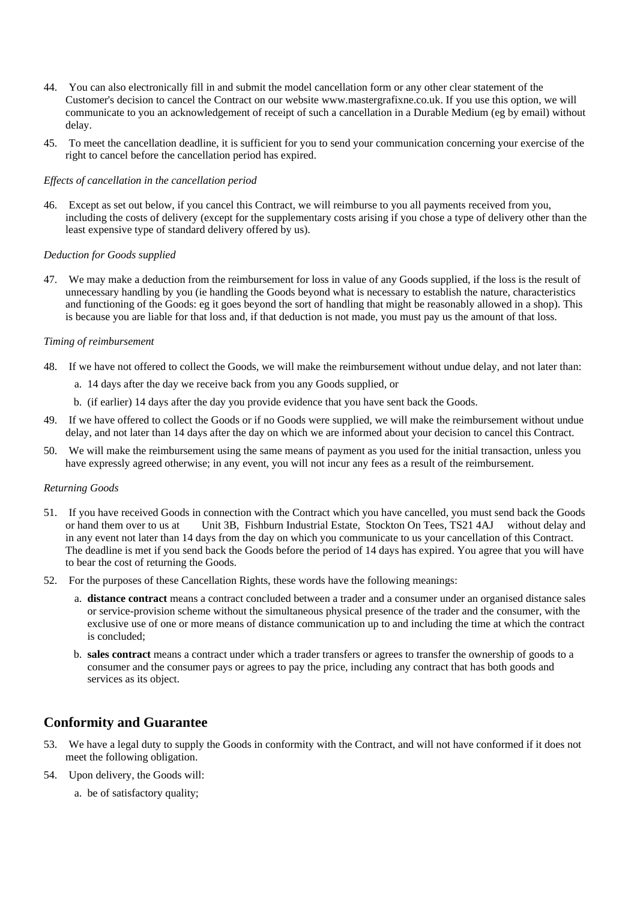44. You can also electronically fill in and submit the model cancellation form or any other clear statement of the Customer's decision to cancel the Contract on our website www.mastergrafixne.co.uk. If you use this option, we will communicate to you an acknowledgement of receipt of such a cancellation in a Durable Medium (eg by email) without delay.

45. To meet the cancellation deadline, it is sufficient for you to send your communication concerning your exercise of the right to cancel before the cancellation period has expired.

*Effects of cancellation in the cancellation period*

46. Except as set out below, if you cancel this Contract, we will reimburse to you all payments received from you, including the costs of delivery (except for the supplementary costs arising if you chose a type of delivery other than the least expensive type of standard delivery offered by us).

*Deduction for Goods supplied*

47. We may make a deduction from the reimbursement for loss in value of any Goods supplied, if the loss is the result of unnecessary handling by you (ie handling the Goods beyond what is necessary to establish the nature, characteristics and functioning of the Goods: eg it goes beyond the sort of handling that might be reasonably allowed in a shop). This is because you are liable for that loss and, if that deduction is not made, you must pay us the amount of that loss.

*Timing of reimbursement*

48. If we have not offered to collect the Goods, we will make the reimbursement without undue delay, and not later than:
    a. 14 days after the day we receive back from you any Goods supplied, or
    b. (if earlier) 14 days after the day you provide evidence that you have sent back the Goods.

49. If we have offered to collect the Goods or if no Goods were supplied, we will make the reimbursement without undue delay, and not later than 14 days after the day on which we are informed about your decision to cancel this Contract.

50. We will make the reimbursement using the same means of payment as you used for the initial transaction, unless you have expressly agreed otherwise; in any event, you will not incur any fees as a result of the reimbursement.

*Returning Goods*

51. If you have received Goods in connection with the Contract which you have cancelled, you must send back the Goods or hand them over to us at Unit 3B, Fishburn Industrial Estate, Stockton On Tees, TS21 4AJ without delay and in any event not later than 14 days from the day on which you communicate to us your cancellation of this Contract. The deadline is met if you send back the Goods before the period of 14 days has expired. You agree that you will have to bear the cost of returning the Goods.

52. For the purposes of these Cancellation Rights, these words have the following meanings:
    a. **distance contract** means a contract concluded between a trader and a consumer under an organised distance sales or service-provision scheme without the simultaneous physical presence of the trader and the consumer, with the exclusive use of one or more means of distance communication up to and including the time at which the contract is concluded;
    b. **sales contract** means a contract under which a trader transfers or agrees to transfer the ownership of goods to a consumer and the consumer pays or agrees to pay the price, including any contract that has both goods and services as its object.

## Conformity and Guarantee

53. We have a legal duty to supply the Goods in conformity with the Contract, and will not have conformed if it does not meet the following obligation.

54. Upon delivery, the Goods will:
    a. be of satisfactory quality;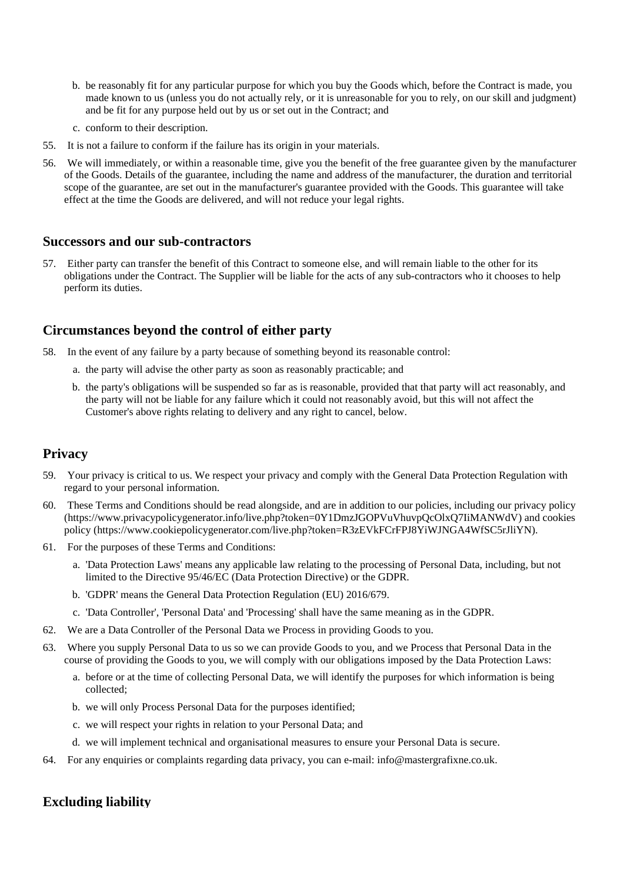b. be reasonably fit for any particular purpose for which you buy the Goods which, before the Contract is made, you made known to us (unless you do not actually rely, or it is unreasonable for you to rely, on our skill and judgment) and be fit for any purpose held out by us or set out in the Contract; and

c. conform to their description.

55. It is not a failure to conform if the failure has its origin in your materials.

56. We will immediately, or within a reasonable time, give you the benefit of the free guarantee given by the manufacturer of the Goods. Details of the guarantee, including the name and address of the manufacturer, the duration and territorial scope of the guarantee, are set out in the manufacturer's guarantee provided with the Goods. This guarantee will take effect at the time the Goods are delivered, and will not reduce your legal rights.

## Successors and our sub-contractors

57. Either party can transfer the benefit of this Contract to someone else, and will remain liable to the other for its obligations under the Contract. The Supplier will be liable for the acts of any sub-contractors who it chooses to help perform its duties.

## Circumstances beyond the control of either party

58. In the event of any failure by a party because of something beyond its reasonable control:

    a. the party will advise the other party as soon as reasonably practicable; and

    b. the party's obligations will be suspended so far as is reasonable, provided that that party will act reasonably, and the party will not be liable for any failure which it could not reasonably avoid, but this will not affect the Customer's above rights relating to delivery and any right to cancel, below.

## Privacy

59. Your privacy is critical to us. We respect your privacy and comply with the General Data Protection Regulation with regard to your personal information.

60. These Terms and Conditions should be read alongside, and are in addition to our policies, including our privacy policy (https://www.privacypolicygenerator.info/live.php?token=0Y1DmzJGOPVuVhuvpQcOlxQ7IiMANWdV) and cookies policy (https://www.cookiepolicygenerator.com/live.php?token=R3zEVkFCrFPJ8YiWJNGA4WfSC5rJliYN).

61. For the purposes of these Terms and Conditions:

    a. 'Data Protection Laws' means any applicable law relating to the processing of Personal Data, including, but not limited to the Directive 95/46/EC (Data Protection Directive) or the GDPR.

    b. 'GDPR' means the General Data Protection Regulation (EU) 2016/679.

    c. 'Data Controller', 'Personal Data' and 'Processing' shall have the same meaning as in the GDPR.

62. We are a Data Controller of the Personal Data we Process in providing Goods to you.

63. Where you supply Personal Data to us so we can provide Goods to you, and we Process that Personal Data in the course of providing the Goods to you, we will comply with our obligations imposed by the Data Protection Laws:

    a. before or at the time of collecting Personal Data, we will identify the purposes for which information is being collected;

    b. we will only Process Personal Data for the purposes identified;

    c. we will respect your rights in relation to your Personal Data; and

    d. we will implement technical and organisational measures to ensure your Personal Data is secure.

64. For any enquiries or complaints regarding data privacy, you can e-mail: info@mastergrafixne.co.uk.

## Excluding liability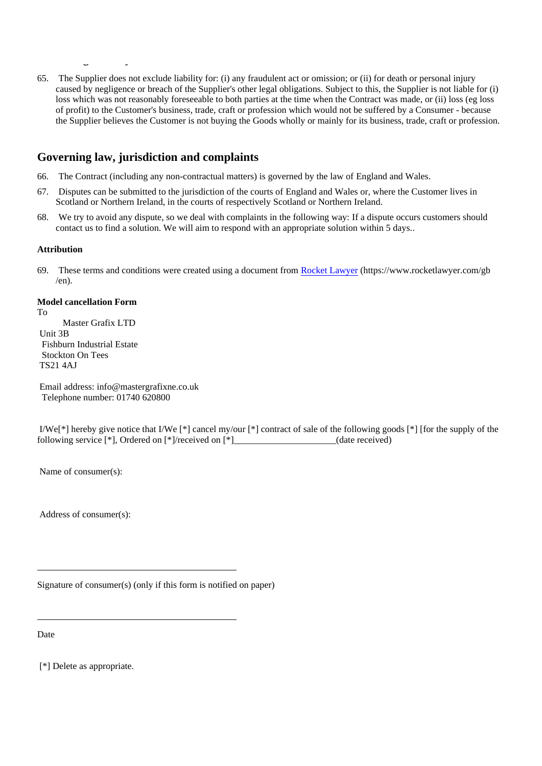65. The Supplier does not exclude liability for: (i) any fraudulent act or omission; or (ii) for death or personal injury caused by negligence or breach of the Supplier's other legal obligations. Subject to this, the Supplier is not liable for (i) loss which was not reasonably foreseeable to both parties at the time when the Contract was made, or (ii) loss (eg loss of profit) to the Customer's business, trade, craft or profession which would not be suffered by a Consumer - because the Supplier believes the Customer is not buying the Goods wholly or mainly for its business, trade, craft or profession.

## Governing law, jurisdiction and complaints

66. The Contract (including any non-contractual matters) is governed by the law of England and Wales.

67. Disputes can be submitted to the jurisdiction of the courts of England and Wales or, where the Customer lives in Scotland or Northern Ireland, in the courts of respectively Scotland or Northern Ireland.

68. We try to avoid any dispute, so we deal with complaints in the following way: If a dispute occurs customers should contact us to find a solution. We will aim to respond with an appropriate solution within 5 days..

**Attribution**

69. These terms and conditions were created using a document from [Rocket Lawyer](https://www.rocketlawyer.com/gb/en) (https://www.rocketlawyer.com/gb/en).

**Model cancellation Form**

To

Master Grafix LTD
Unit 3B
Fishburn Industrial Estate
Stockton On Tees
TS21 4AJ

Email address: info@mastergrafixne.co.uk
Telephone number: 01740 620800

I/We[*] hereby give notice that I/We [*] cancel my/our [*] contract of sale of the following goods [*] [for the supply of the following service [*], Ordered on [*]/received on [*]_____________________(date received)

Name of consumer(s):

Address of consumer(s):

___________________________________________

Signature of consumer(s) (only if this form is notified on paper)

___________________________________________

Date

[*] Delete as appropriate.